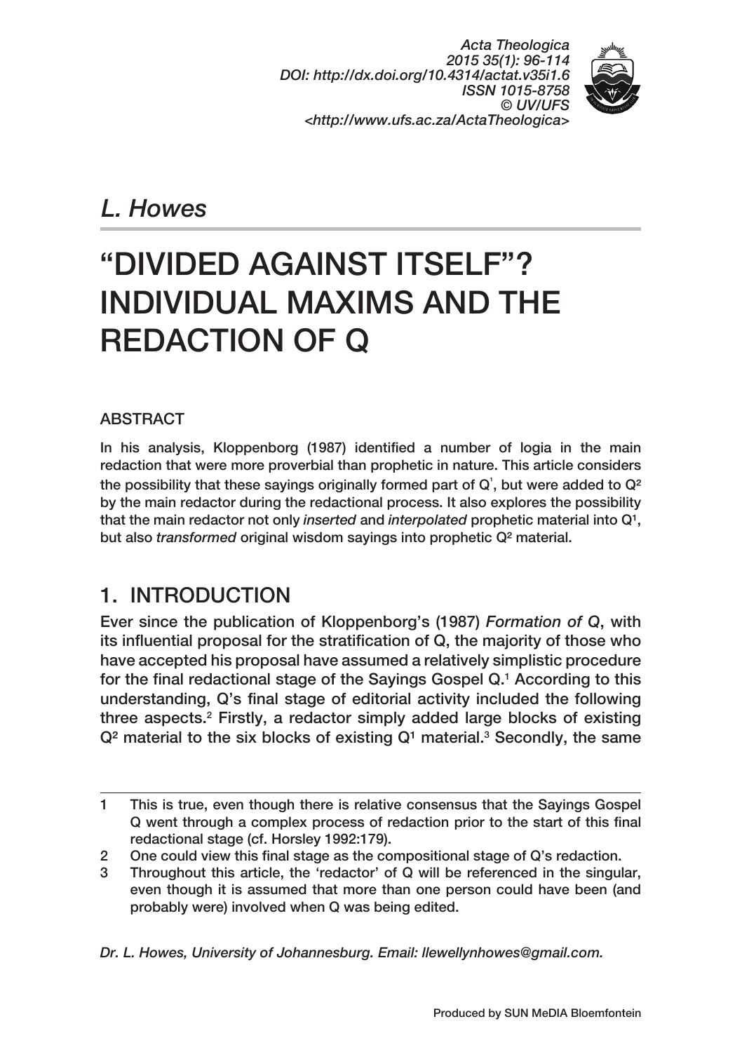Acta Theologica
2015 35(1): 96-114
DOI: http://dx.doi.org/10.4314/actat.v35i1.6
ISSN 1015-8758
© UV/UFS
<http://www.ufs.ac.za/ActaTheologica>

*L. Howes*

# "DIVIDED AGAINST ITSELF"? INDIVIDUAL MAXIMS AND THE REDACTION OF Q

## ABSTRACT

In his analysis, Kloppenborg (1987) identified a number of logia in the main redaction that were more proverbial than prophetic in nature. This article considers the possibility that these sayings originally formed part of $Q^1$, but were added to $Q^2$ by the main redactor during the redactional process. It also explores the possibility that the main redactor not only *inserted* and *interpolated* prophetic material into $Q^1$, but also *transformed* original wisdom sayings into prophetic $Q^2$ material.

## 1. INTRODUCTION

Ever since the publication of Kloppenborg's (1987) *Formation of Q*, with its influential proposal for the stratification of Q, the majority of those who have accepted his proposal have assumed a relatively simplistic procedure for the final redactional stage of the Sayings Gospel Q.[1] According to this understanding, Q's final stage of editorial activity included the following three aspects.[2] Firstly, a redactor simply added large blocks of existing $Q^2$ material to the six blocks of existing $Q^1$ material.[3] Secondly, the same

---

1 This is true, even though there is relative consensus that the Sayings Gospel Q went through a complex process of redaction prior to the start of this final redactional stage (cf. Horsley 1992:179).

2 One could view this final stage as the compositional stage of Q's redaction.

3 Throughout this article, the 'redactor' of Q will be referenced in the singular, even though it is assumed that more than one person could have been (and probably were) involved when Q was being edited.

*Dr. L. Howes, University of Johannesburg. Email: llewellynhowes@gmail.com.*

Produced by SUN MeDIA Bloemfontein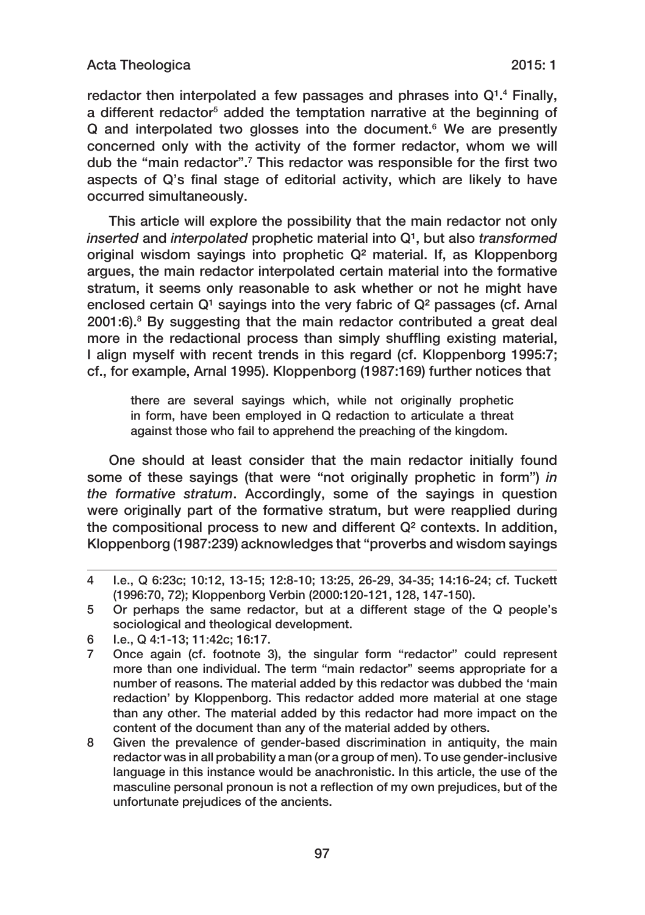redactor then interpolated a few passages and phrases into $Q^1$.[4] Finally, a different redactor[5] added the temptation narrative at the beginning of Q and interpolated two glosses into the document.[6] We are presently concerned only with the activity of the former redactor, whom we will dub the "main redactor".[7] This redactor was responsible for the first two aspects of Q's final stage of editorial activity, which are likely to have occurred simultaneously.

This article will explore the possibility that the main redactor not only *inserted* and *interpolated* prophetic material into $Q^1$, but also *transformed* original wisdom sayings into prophetic $Q^2$ material. If, as Kloppenborg argues, the main redactor interpolated certain material into the formative stratum, it seems only reasonable to ask whether or not he might have enclosed certain $Q^1$ sayings into the very fabric of $Q^2$ passages (cf. Arnal 2001:6).[8] By suggesting that the main redactor contributed a great deal more in the redactional process than simply shuffling existing material, I align myself with recent trends in this regard (cf. Kloppenborg 1995:7; cf., for example, Arnal 1995). Kloppenborg (1987:169) further notices that

> there are several sayings which, while not originally prophetic in form, have been employed in Q redaction to articulate a threat against those who fail to apprehend the preaching of the kingdom.

One should at least consider that the main redactor initially found some of these sayings (that were "not originally prophetic in form") *in the formative stratum*. Accordingly, some of the sayings in question were originally part of the formative stratum, but were reapplied during the compositional process to new and different $Q^2$ contexts. In addition, Kloppenborg (1987:239) acknowledges that "proverbs and wisdom sayings

---

4 I.e., Q 6:23c; 10:12, 13-15; 12:8-10; 13:25, 26-29, 34-35; 14:16-24; cf. Tuckett (1996:70, 72); Kloppenborg Verbin (2000:120-121, 128, 147-150).

5 Or perhaps the same redactor, but at a different stage of the Q people's sociological and theological development.

6 I.e., Q 4:1-13; 11:42c; 16:17.

7 Once again (cf. footnote 3), the singular form "redactor" could represent more than one individual. The term "main redactor" seems appropriate for a number of reasons. The material added by this redactor was dubbed the 'main redaction' by Kloppenborg. This redactor added more material at one stage than any other. The material added by this redactor had more impact on the content of the document than any of the material added by others.

8 Given the prevalence of gender-based discrimination in antiquity, the main redactor was in all probability a man (or a group of men). To use gender-inclusive language in this instance would be anachronistic. In this article, the use of the masculine personal pronoun is not a reflection of my own prejudices, but of the unfortunate prejudices of the ancients.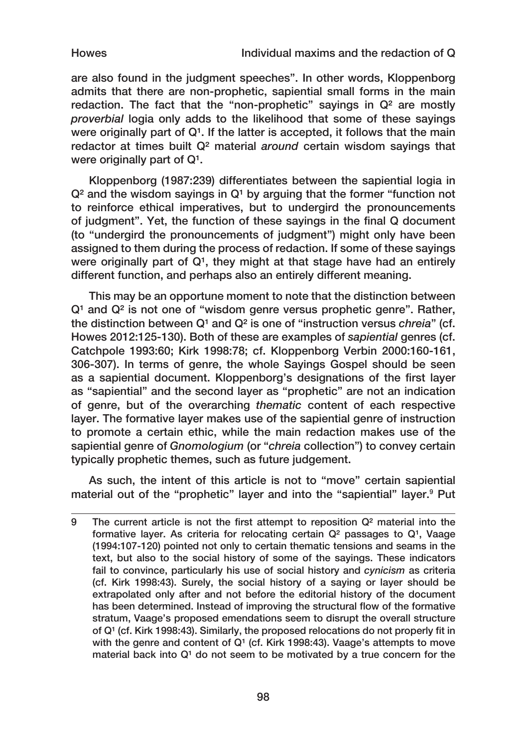are also found in the judgment speeches". In other words, Kloppenborg admits that there are non-prophetic, sapiential small forms in the main redaction. The fact that the "non-prophetic" sayings in $Q^2$ are mostly *proverbial* logia only adds to the likelihood that some of these sayings were originally part of $Q^1$. If the latter is accepted, it follows that the main redactor at times built $Q^2$ material *around* certain wisdom sayings that were originally part of $Q^1$.

Kloppenborg (1987:239) differentiates between the sapiential logia in $Q^2$ and the wisdom sayings in $Q^1$ by arguing that the former "function not to reinforce ethical imperatives, but to undergird the pronouncements of judgment". Yet, the function of these sayings in the final Q document (to "undergird the pronouncements of judgment") might only have been assigned to them during the process of redaction. If some of these sayings were originally part of $Q^1$, they might at that stage have had an entirely different function, and perhaps also an entirely different meaning.

This may be an opportune moment to note that the distinction between $Q^1$ and $Q^2$ is not one of "wisdom genre versus prophetic genre". Rather, the distinction between $Q^1$ and $Q^2$ is one of "instruction versus *chreia*" (cf. Howes 2012:125-130). Both of these are examples of *sapiential* genres (cf. Catchpole 1993:60; Kirk 1998:78; cf. Kloppenborg Verbin 2000:160-161, 306-307). In terms of genre, the whole Sayings Gospel should be seen as a sapiential document. Kloppenborg's designations of the first layer as "sapiential" and the second layer as "prophetic" are not an indication of genre, but of the overarching *thematic* content of each respective layer. The formative layer makes use of the sapiential genre of instruction to promote a certain ethic, while the main redaction makes use of the sapiential genre of *Gnomologium* (or "*chreia* collection") to convey certain typically prophetic themes, such as future judgement.

As such, the intent of this article is not to "move" certain sapiential material out of the "prophetic" layer and into the "sapiential" layer.[9] Put

---

9 The current article is not the first attempt to reposition $Q^2$ material into the formative layer. As criteria for relocating certain $Q^2$ passages to $Q^1$, Vaage (1994:107-120) pointed not only to certain thematic tensions and seams in the text, but also to the social history of some of the sayings. These indicators fail to convince, particularly his use of social history and *cynicism* as criteria (cf. Kirk 1998:43). Surely, the social history of a saying or layer should be extrapolated only after and not before the editorial history of the document has been determined. Instead of improving the structural flow of the formative stratum, Vaage's proposed emendations seem to disrupt the overall structure of $Q^1$ (cf. Kirk 1998:43). Similarly, the proposed relocations do not properly fit in with the genre and content of $Q^1$ (cf. Kirk 1998:43). Vaage's attempts to move material back into $Q^1$ do not seem to be motivated by a true concern for the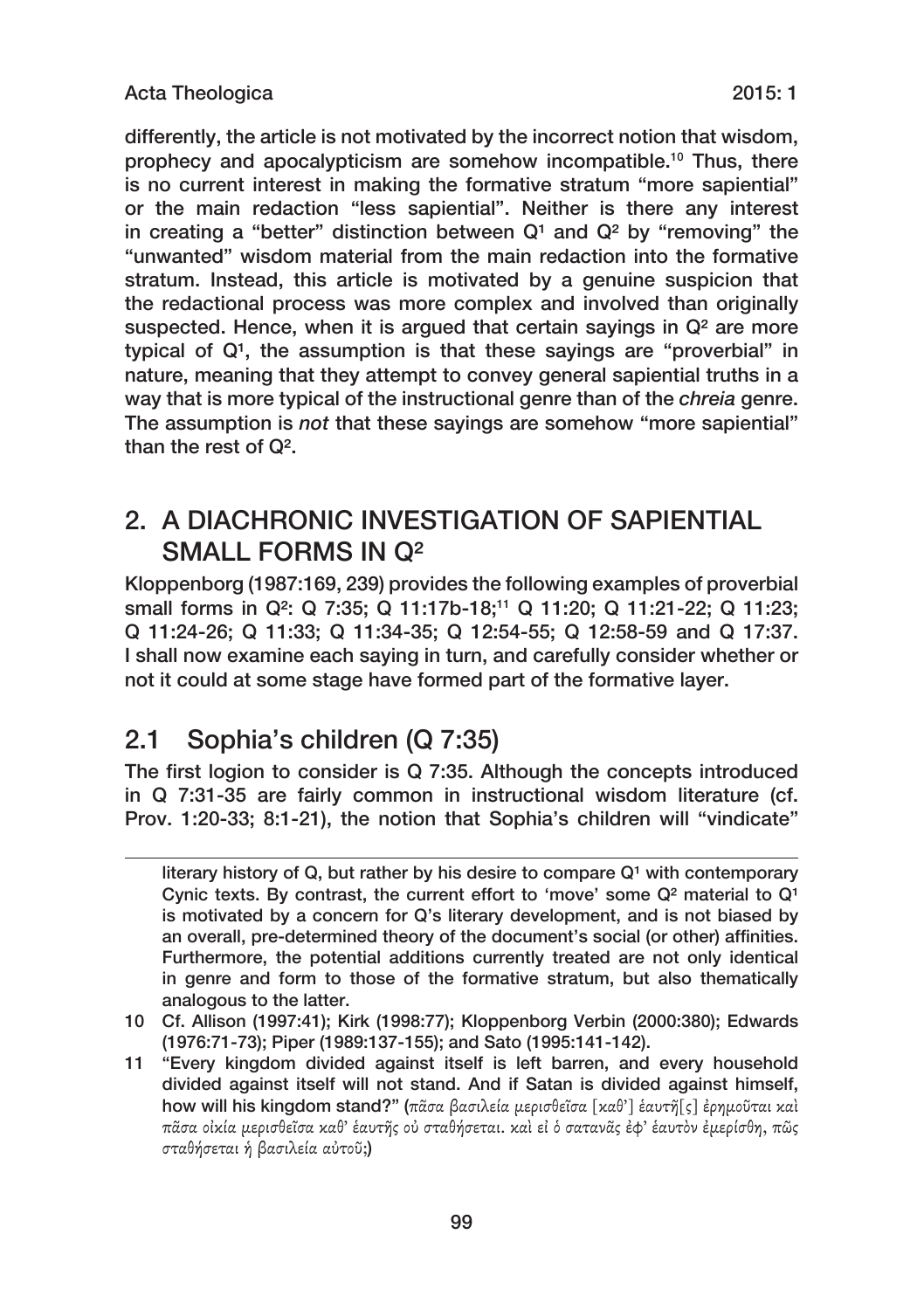differently, the article is not motivated by the incorrect notion that wisdom, prophecy and apocalypticism are somehow incompatible.[10] Thus, there is no current interest in making the formative stratum "more sapiential" or the main redaction "less sapiential". Neither is there any interest in creating a "better" distinction between $Q^1$ and $Q^2$ by "removing" the "unwanted" wisdom material from the main redaction into the formative stratum. Instead, this article is motivated by a genuine suspicion that the redactional process was more complex and involved than originally suspected. Hence, when it is argued that certain sayings in $Q^2$ are more typical of $Q^1$, the assumption is that these sayings are "proverbial" in nature, meaning that they attempt to convey general sapiential truths in a way that is more typical of the instructional genre than of the *chreia* genre. The assumption is *not* that these sayings are somehow "more sapiential" than the rest of $Q^2$.

## 2. A DIACHRONIC INVESTIGATION OF SAPIENTIAL SMALL FORMS IN $Q^2$

Kloppenborg (1987:169, 239) provides the following examples of proverbial small forms in $Q^2$: Q 7:35; Q 11:17b-18;[11] Q 11:20; Q 11:21-22; Q 11:23; Q 11:24-26; Q 11:33; Q 11:34-35; Q 12:54-55; Q 12:58-59 and Q 17:37. I shall now examine each saying in turn, and carefully consider whether or not it could at some stage have formed part of the formative layer.

### 2.1 Sophia's children (Q 7:35)

The first logion to consider is Q 7:35. Although the concepts introduced in Q 7:31-35 are fairly common in instructional wisdom literature (cf. Prov. 1:20-33; 8:1-21), the notion that Sophia's children will "vindicate"

---

literary history of Q, but rather by his desire to compare $Q^1$ with contemporary Cynic texts. By contrast, the current effort to 'move' some $Q^2$ material to $Q^1$ is motivated by a concern for Q's literary development, and is not biased by an overall, pre-determined theory of the document's social (or other) affinities. Furthermore, the potential additions currently treated are not only identical in genre and form to those of the formative stratum, but also thematically analogous to the latter.

10 Cf. Allison (1997:41); Kirk (1998:77); Kloppenborg Verbin (2000:380); Edwards (1976:71-73); Piper (1989:137-155); and Sato (1995:141-142).

11 "Every kingdom divided against itself is left barren, and every household divided against itself will not stand. And if Satan is divided against himself, how will his kingdom stand?" (πᾶσα βασιλεία μερισθεῖσα [καθ'] ἑαυτῆ[ς] ἐρημοῦται καὶ πᾶσα οἰκία μερισθεῖσα καθ' ἑαυτῆς οὐ σταθήσεται. καὶ εἰ ὁ σατανᾶς ἐφ' ἑαυτὸν ἐμερίσθη, πῶς σταθήσεται ἡ βασιλεία αὐτοῦ;)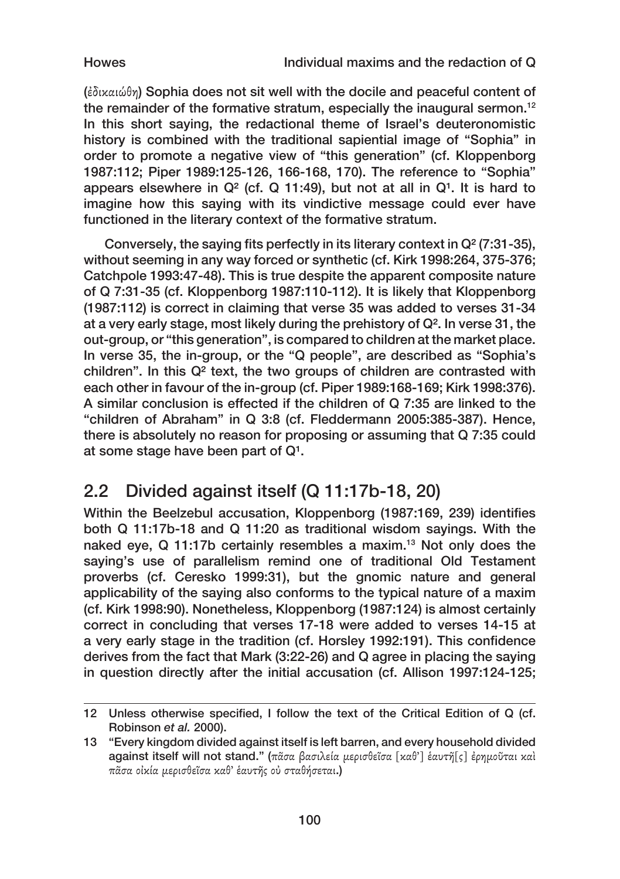(ἐδικαιώθη) Sophia does not sit well with the docile and peaceful content of the remainder of the formative stratum, especially the inaugural sermon.[12] In this short saying, the redactional theme of Israel's deuteronomistic history is combined with the traditional sapiential image of "Sophia" in order to promote a negative view of "this generation" (cf. Kloppenborg 1987:112; Piper 1989:125-126, 166-168, 170). The reference to "Sophia" appears elsewhere in Q² (cf. Q 11:49), but not at all in Q¹. It is hard to imagine how this saying with its vindictive message could ever have functioned in the literary context of the formative stratum.

Conversely, the saying fits perfectly in its literary context in Q² (7:31-35), without seeming in any way forced or synthetic (cf. Kirk 1998:264, 375-376; Catchpole 1993:47-48). This is true despite the apparent composite nature of Q 7:31-35 (cf. Kloppenborg 1987:110-112). It is likely that Kloppenborg (1987:112) is correct in claiming that verse 35 was added to verses 31-34 at a very early stage, most likely during the prehistory of Q². In verse 31, the out-group, or "this generation", is compared to children at the market place. In verse 35, the in-group, or the "Q people", are described as "Sophia's children". In this Q² text, the two groups of children are contrasted with each other in favour of the in-group (cf. Piper 1989:168-169; Kirk 1998:376). A similar conclusion is effected if the children of Q 7:35 are linked to the "children of Abraham" in Q 3:8 (cf. Fleddermann 2005:385-387). Hence, there is absolutely no reason for proposing or assuming that Q 7:35 could at some stage have been part of Q¹.

## 2.2 Divided against itself (Q 11:17b-18, 20)

Within the Beelzebul accusation, Kloppenborg (1987:169, 239) identifies both Q 11:17b-18 and Q 11:20 as traditional wisdom sayings. With the naked eye, Q 11:17b certainly resembles a maxim.[13] Not only does the saying's use of parallelism remind one of traditional Old Testament proverbs (cf. Ceresko 1999:31), but the gnomic nature and general applicability of the saying also conforms to the typical nature of a maxim (cf. Kirk 1998:90). Nonetheless, Kloppenborg (1987:124) is almost certainly correct in concluding that verses 17-18 were added to verses 14-15 at a very early stage in the tradition (cf. Horsley 1992:191). This confidence derives from the fact that Mark (3:22-26) and Q agree in placing the saying in question directly after the initial accusation (cf. Allison 1997:124-125;

---

12 Unless otherwise specified, I follow the text of the Critical Edition of Q (cf. Robinson *et al.* 2000).

13 "Every kingdom divided against itself is left barren, and every household divided against itself will not stand." (πᾶσα βασιλεία μερισθεῖσα [καθ'] ἑαυτῆ[ς] ἐρημοῦται καὶ πᾶσα οἰκία μερισθεῖσα καθ' ἑαυτῆς οὐ σταθήσεται.)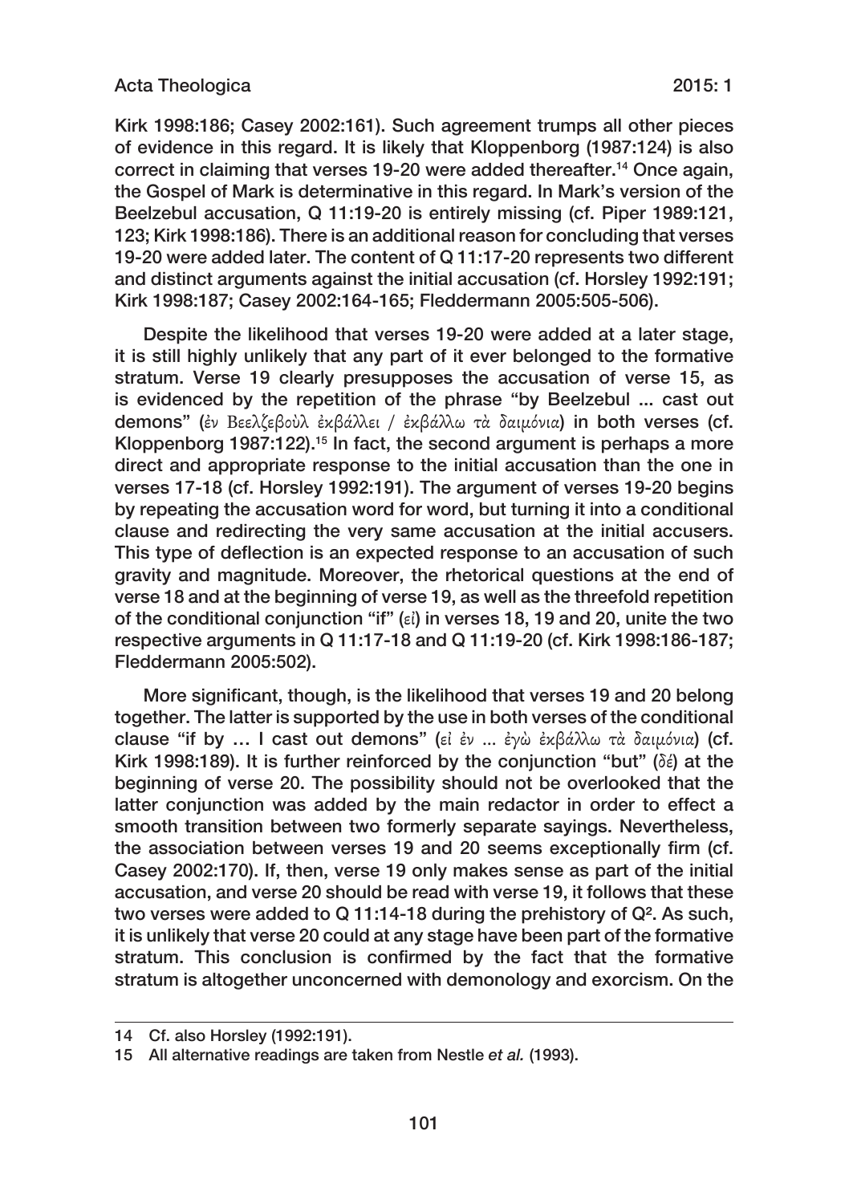Kirk 1998:186; Casey 2002:161). Such agreement trumps all other pieces of evidence in this regard. It is likely that Kloppenborg (1987:124) is also correct in claiming that verses 19-20 were added thereafter.[14] Once again, the Gospel of Mark is determinative in this regard. In Mark's version of the Beelzebul accusation, Q 11:19-20 is entirely missing (cf. Piper 1989:121, 123; Kirk 1998:186). There is an additional reason for concluding that verses 19-20 were added later. The content of Q 11:17-20 represents two different and distinct arguments against the initial accusation (cf. Horsley 1992:191; Kirk 1998:187; Casey 2002:164-165; Fleddermann 2005:505-506).

Despite the likelihood that verses 19-20 were added at a later stage, it is still highly unlikely that any part of it ever belonged to the formative stratum. Verse 19 clearly presupposes the accusation of verse 15, as is evidenced by the repetition of the phrase "by Beelzebul ... cast out demons" (ἐν Βεελζεβοὺλ ἐκβάλλει / ἐκβάλλω τὰ δαιμόνια) in both verses (cf. Kloppenborg 1987:122).[15] In fact, the second argument is perhaps a more direct and appropriate response to the initial accusation than the one in verses 17-18 (cf. Horsley 1992:191). The argument of verses 19-20 begins by repeating the accusation word for word, but turning it into a conditional clause and redirecting the very same accusation at the initial accusers. This type of deflection is an expected response to an accusation of such gravity and magnitude. Moreover, the rhetorical questions at the end of verse 18 and at the beginning of verse 19, as well as the threefold repetition of the conditional conjunction "if" (εἰ) in verses 18, 19 and 20, unite the two respective arguments in Q 11:17-18 and Q 11:19-20 (cf. Kirk 1998:186-187; Fleddermann 2005:502).

More significant, though, is the likelihood that verses 19 and 20 belong together. The latter is supported by the use in both verses of the conditional clause "if by … I cast out demons" (εἰ ἐν ... ἐγὼ ἐκβάλλω τὰ δαιμόνια) (cf. Kirk 1998:189). It is further reinforced by the conjunction "but" (δέ) at the beginning of verse 20. The possibility should not be overlooked that the latter conjunction was added by the main redactor in order to effect a smooth transition between two formerly separate sayings. Nevertheless, the association between verses 19 and 20 seems exceptionally firm (cf. Casey 2002:170). If, then, verse 19 only makes sense as part of the initial accusation, and verse 20 should be read with verse 19, it follows that these two verses were added to Q 11:14-18 during the prehistory of Q². As such, it is unlikely that verse 20 could at any stage have been part of the formative stratum. This conclusion is confirmed by the fact that the formative stratum is altogether unconcerned with demonology and exorcism. On the

---

14 Cf. also Horsley (1992:191).

15 All alternative readings are taken from Nestle *et al.* (1993).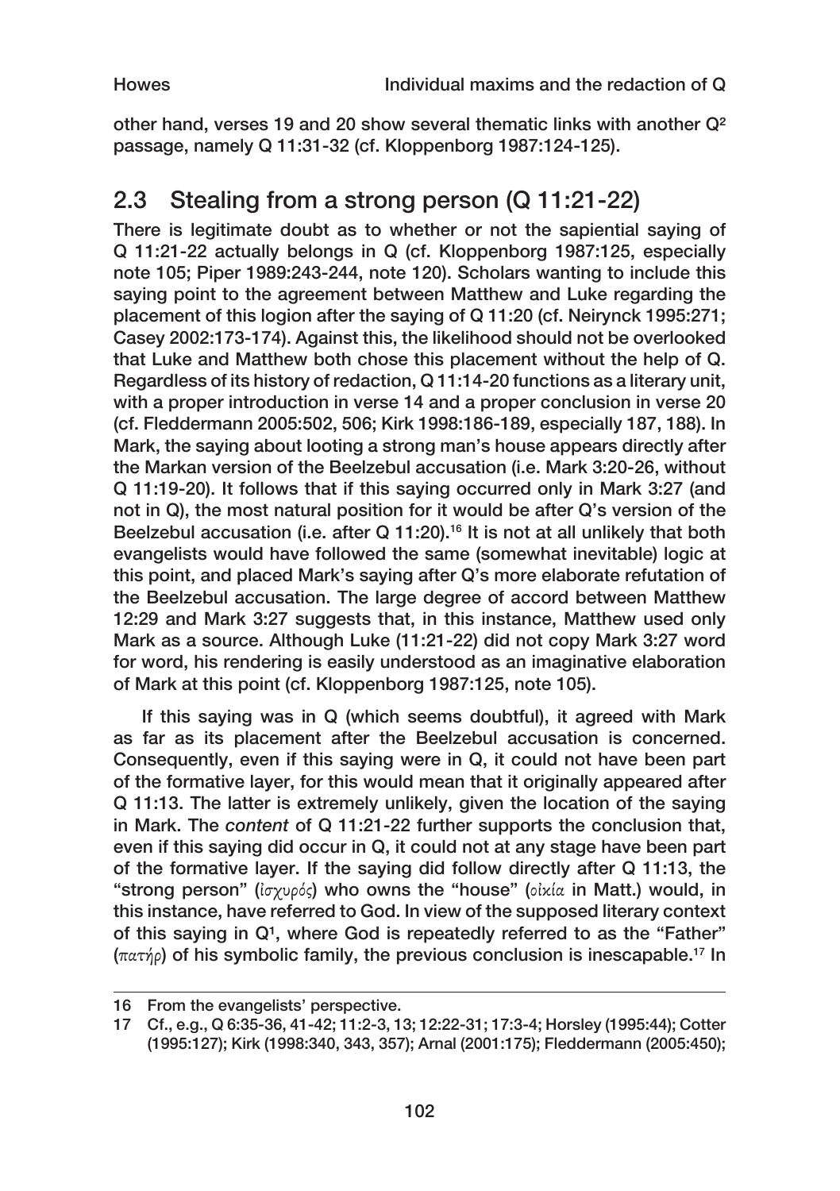other hand, verses 19 and 20 show several thematic links with another Q[2] passage, namely Q 11:31-32 (cf. Kloppenborg 1987:124-125).

## 2.3 Stealing from a strong person (Q 11:21-22)

There is legitimate doubt as to whether or not the sapiential saying of Q 11:21-22 actually belongs in Q (cf. Kloppenborg 1987:125, especially note 105; Piper 1989:243-244, note 120). Scholars wanting to include this saying point to the agreement between Matthew and Luke regarding the placement of this logion after the saying of Q 11:20 (cf. Neirynck 1995:271; Casey 2002:173-174). Against this, the likelihood should not be overlooked that Luke and Matthew both chose this placement without the help of Q. Regardless of its history of redaction, Q 11:14-20 functions as a literary unit, with a proper introduction in verse 14 and a proper conclusion in verse 20 (cf. Fleddermann 2005:502, 506; Kirk 1998:186-189, especially 187, 188). In Mark, the saying about looting a strong man's house appears directly after the Markan version of the Beelzebul accusation (i.e. Mark 3:20-26, without Q 11:19-20). It follows that if this saying occurred only in Mark 3:27 (and not in Q), the most natural position for it would be after Q's version of the Beelzebul accusation (i.e. after Q 11:20).[16] It is not at all unlikely that both evangelists would have followed the same (somewhat inevitable) logic at this point, and placed Mark's saying after Q's more elaborate refutation of the Beelzebul accusation. The large degree of accord between Matthew 12:29 and Mark 3:27 suggests that, in this instance, Matthew used only Mark as a source. Although Luke (11:21-22) did not copy Mark 3:27 word for word, his rendering is easily understood as an imaginative elaboration of Mark at this point (cf. Kloppenborg 1987:125, note 105).

If this saying was in Q (which seems doubtful), it agreed with Mark as far as its placement after the Beelzebul accusation is concerned. Consequently, even if this saying were in Q, it could not have been part of the formative layer, for this would mean that it originally appeared after Q 11:13. The latter is extremely unlikely, given the location of the saying in Mark. The *content* of Q 11:21-22 further supports the conclusion that, even if this saying did occur in Q, it could not at any stage have been part of the formative layer. If the saying did follow directly after Q 11:13, the "strong person" (ἰσχυρός) who owns the "house" (οἰκία in Matt.) would, in this instance, have referred to God. In view of the supposed literary context of this saying in Q[1], where God is repeatedly referred to as the "Father" (πατήρ) of his symbolic family, the previous conclusion is inescapable.[17] In

16 From the evangelists' perspective.

17 Cf., e.g., Q 6:35-36, 41-42; 11:2-3, 13; 12:22-31; 17:3-4; Horsley (1995:44); Cotter (1995:127); Kirk (1998:340, 343, 357); Arnal (2001:175); Fleddermann (2005:450);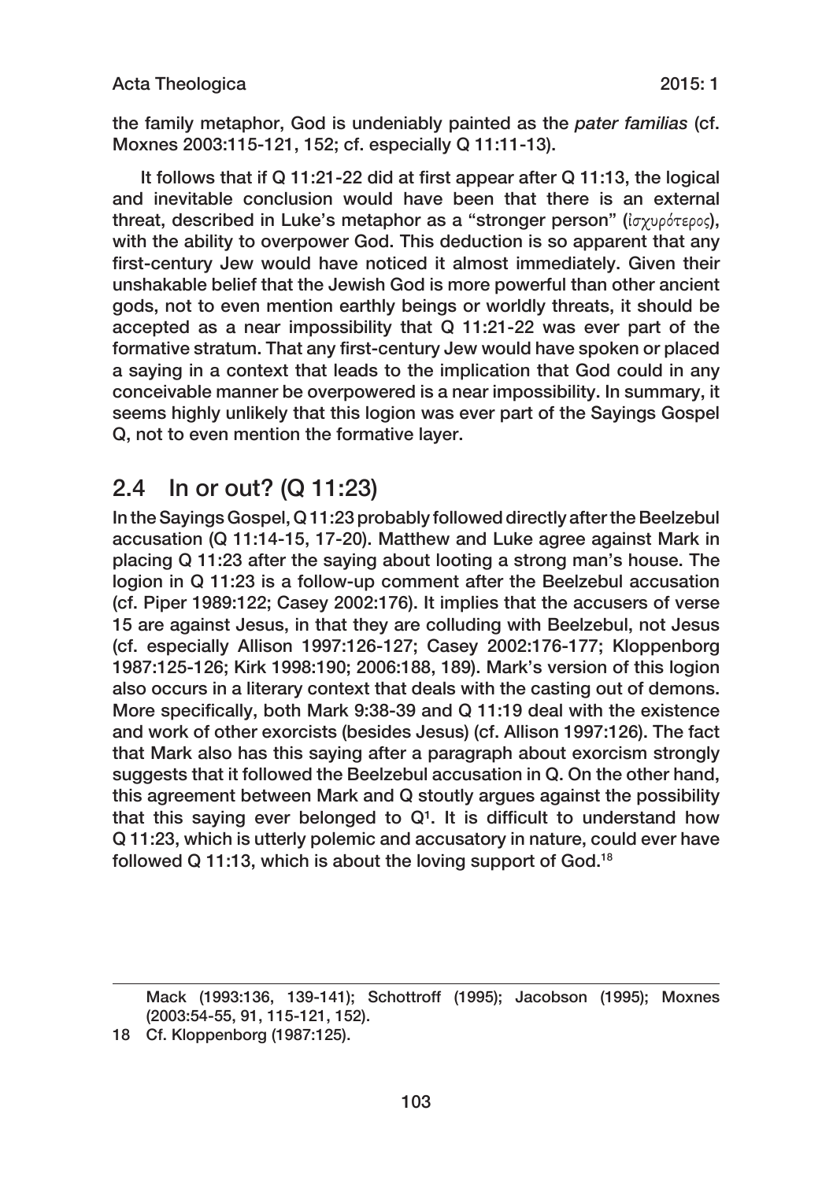the family metaphor, God is undeniably painted as the *pater familias* (cf. Moxnes 2003:115-121, 152; cf. especially Q 11:11-13).

It follows that if Q 11:21-22 did at first appear after Q 11:13, the logical and inevitable conclusion would have been that there is an external threat, described in Luke's metaphor as a "stronger person" (ἰσχυρότερος), with the ability to overpower God. This deduction is so apparent that any first-century Jew would have noticed it almost immediately. Given their unshakable belief that the Jewish God is more powerful than other ancient gods, not to even mention earthly beings or worldly threats, it should be accepted as a near impossibility that Q 11:21-22 was ever part of the formative stratum. That any first-century Jew would have spoken or placed a saying in a context that leads to the implication that God could in any conceivable manner be overpowered is a near impossibility. In summary, it seems highly unlikely that this logion was ever part of the Sayings Gospel Q, not to even mention the formative layer.

## 2.4 In or out? (Q 11:23)

In the Sayings Gospel, Q 11:23 probably followed directly after the Beelzebul accusation (Q 11:14-15, 17-20). Matthew and Luke agree against Mark in placing Q 11:23 after the saying about looting a strong man's house. The logion in Q 11:23 is a follow-up comment after the Beelzebul accusation (cf. Piper 1989:122; Casey 2002:176). It implies that the accusers of verse 15 are against Jesus, in that they are colluding with Beelzebul, not Jesus (cf. especially Allison 1997:126-127; Casey 2002:176-177; Kloppenborg 1987:125-126; Kirk 1998:190; 2006:188, 189). Mark's version of this logion also occurs in a literary context that deals with the casting out of demons. More specifically, both Mark 9:38-39 and Q 11:19 deal with the existence and work of other exorcists (besides Jesus) (cf. Allison 1997:126). The fact that Mark also has this saying after a paragraph about exorcism strongly suggests that it followed the Beelzebul accusation in Q. On the other hand, this agreement between Mark and Q stoutly argues against the possibility that this saying ever belonged to Q[1]. It is difficult to understand how Q 11:23, which is utterly polemic and accusatory in nature, could ever have followed Q 11:13, which is about the loving support of God.[18]

---

Mack (1993:136, 139-141); Schottroff (1995); Jacobson (1995); Moxnes (2003:54-55, 91, 115-121, 152).

18 Cf. Kloppenborg (1987:125).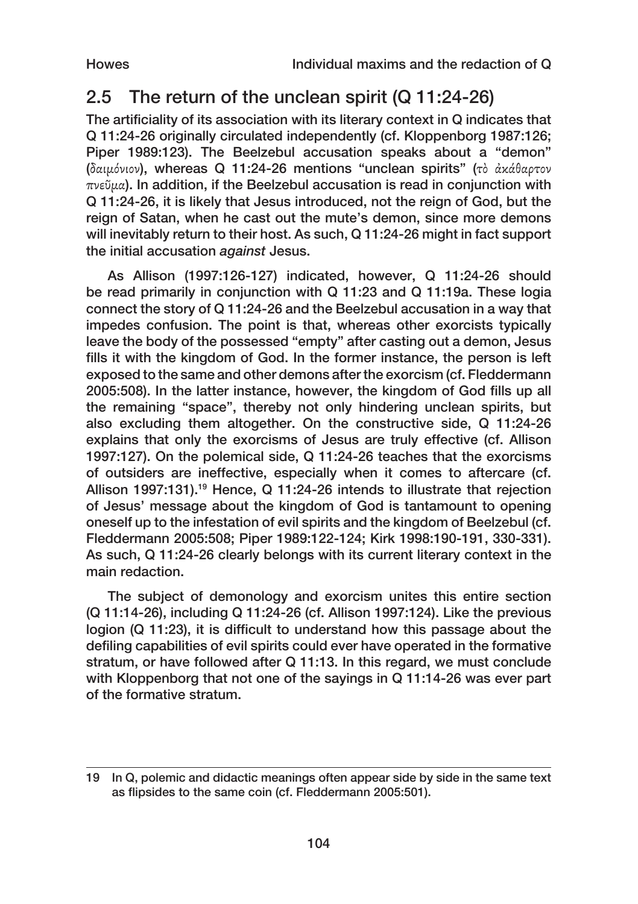## 2.5 The return of the unclean spirit (Q 11:24-26)

The artificiality of its association with its literary context in Q indicates that Q 11:24-26 originally circulated independently (cf. Kloppenborg 1987:126; Piper 1989:123). The Beelzebul accusation speaks about a "demon" (*δαιμόνιον*), whereas Q 11:24-26 mentions "unclean spirits" (*τὸ ἀκάθαρτον πνεῦμα*). In addition, if the Beelzebul accusation is read in conjunction with Q 11:24-26, it is likely that Jesus introduced, not the reign of God, but the reign of Satan, when he cast out the mute's demon, since more demons will inevitably return to their host. As such, Q 11:24-26 might in fact support the initial accusation *against* Jesus.

As Allison (1997:126-127) indicated, however, Q 11:24-26 should be read primarily in conjunction with Q 11:23 and Q 11:19a. These logia connect the story of Q 11:24-26 and the Beelzebul accusation in a way that impedes confusion. The point is that, whereas other exorcists typically leave the body of the possessed "empty" after casting out a demon, Jesus fills it with the kingdom of God. In the former instance, the person is left exposed to the same and other demons after the exorcism (cf. Fleddermann 2005:508). In the latter instance, however, the kingdom of God fills up all the remaining "space", thereby not only hindering unclean spirits, but also excluding them altogether. On the constructive side, Q 11:24-26 explains that only the exorcisms of Jesus are truly effective (cf. Allison 1997:127). On the polemical side, Q 11:24-26 teaches that the exorcisms of outsiders are ineffective, especially when it comes to aftercare (cf. Allison 1997:131).[19] Hence, Q 11:24-26 intends to illustrate that rejection of Jesus' message about the kingdom of God is tantamount to opening oneself up to the infestation of evil spirits and the kingdom of Beelzebul (cf. Fleddermann 2005:508; Piper 1989:122-124; Kirk 1998:190-191, 330-331). As such, Q 11:24-26 clearly belongs with its current literary context in the main redaction.

The subject of demonology and exorcism unites this entire section (Q 11:14-26), including Q 11:24-26 (cf. Allison 1997:124). Like the previous logion (Q 11:23), it is difficult to understand how this passage about the defiling capabilities of evil spirits could ever have operated in the formative stratum, or have followed after Q 11:13. In this regard, we must conclude with Kloppenborg that not one of the sayings in Q 11:14-26 was ever part of the formative stratum.

---

19 In Q, polemic and didactic meanings often appear side by side in the same text as flipsides to the same coin (cf. Fleddermann 2005:501).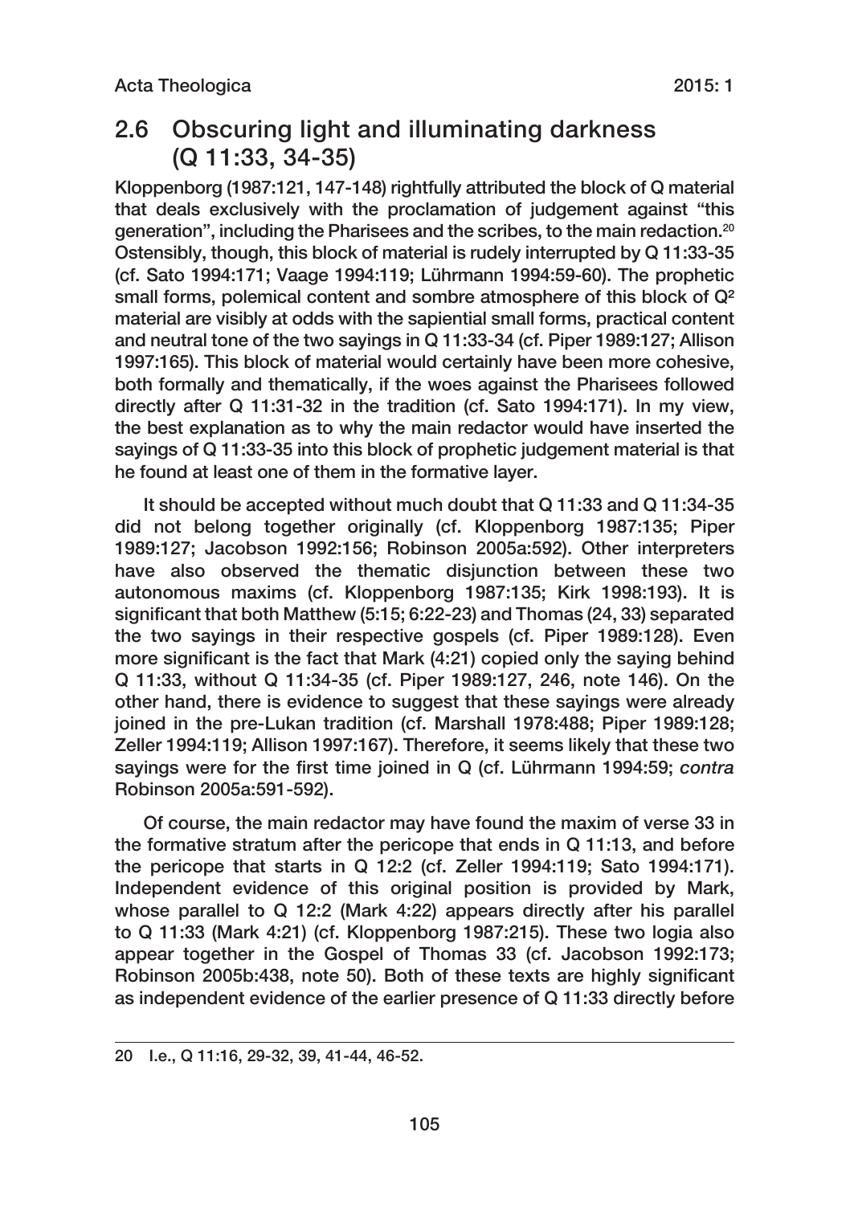## 2.6 Obscuring light and illuminating darkness (Q 11:33, 34-35)

Kloppenborg (1987:121, 147-148) rightfully attributed the block of Q material that deals exclusively with the proclamation of judgement against "this generation", including the Pharisees and the scribes, to the main redaction.[20] Ostensibly, though, this block of material is rudely interrupted by Q 11:33-35 (cf. Sato 1994:171; Vaage 1994:119; Lührmann 1994:59-60). The prophetic small forms, polemical content and sombre atmosphere of this block of $Q^2$ material are visibly at odds with the sapiential small forms, practical content and neutral tone of the two sayings in Q 11:33-34 (cf. Piper 1989:127; Allison 1997:165). This block of material would certainly have been more cohesive, both formally and thematically, if the woes against the Pharisees followed directly after Q 11:31-32 in the tradition (cf. Sato 1994:171). In my view, the best explanation as to why the main redactor would have inserted the sayings of Q 11:33-35 into this block of prophetic judgement material is that he found at least one of them in the formative layer.

It should be accepted without much doubt that Q 11:33 and Q 11:34-35 did not belong together originally (cf. Kloppenborg 1987:135; Piper 1989:127; Jacobson 1992:156; Robinson 2005a:592). Other interpreters have also observed the thematic disjunction between these two autonomous maxims (cf. Kloppenborg 1987:135; Kirk 1998:193). It is significant that both Matthew (5:15; 6:22-23) and Thomas (24, 33) separated the two sayings in their respective gospels (cf. Piper 1989:128). Even more significant is the fact that Mark (4:21) copied only the saying behind Q 11:33, without Q 11:34-35 (cf. Piper 1989:127, 246, note 146). On the other hand, there is evidence to suggest that these sayings were already joined in the pre-Lukan tradition (cf. Marshall 1978:488; Piper 1989:128; Zeller 1994:119; Allison 1997:167). Therefore, it seems likely that these two sayings were for the first time joined in Q (cf. Lührmann 1994:59; *contra* Robinson 2005a:591-592).

Of course, the main redactor may have found the maxim of verse 33 in the formative stratum after the pericope that ends in Q 11:13, and before the pericope that starts in Q 12:2 (cf. Zeller 1994:119; Sato 1994:171). Independent evidence of this original position is provided by Mark, whose parallel to Q 12:2 (Mark 4:22) appears directly after his parallel to Q 11:33 (Mark 4:21) (cf. Kloppenborg 1987:215). These two logia also appear together in the Gospel of Thomas 33 (cf. Jacobson 1992:173; Robinson 2005b:438, note 50). Both of these texts are highly significant as independent evidence of the earlier presence of Q 11:33 directly before

---

20 I.e., Q 11:16, 29-32, 39, 41-44, 46-52.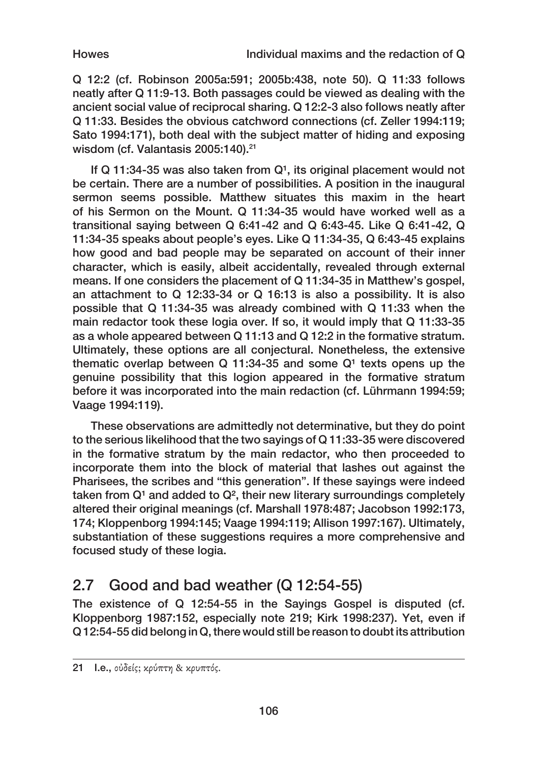Q 12:2 (cf. Robinson 2005a:591; 2005b:438, note 50). Q 11:33 follows neatly after Q 11:9-13. Both passages could be viewed as dealing with the ancient social value of reciprocal sharing. Q 12:2-3 also follows neatly after Q 11:33. Besides the obvious catchword connections (cf. Zeller 1994:119; Sato 1994:171), both deal with the subject matter of hiding and exposing wisdom (cf. Valantasis 2005:140).[21]

If Q 11:34-35 was also taken from Q¹, its original placement would not be certain. There are a number of possibilities. A position in the inaugural sermon seems possible. Matthew situates this maxim in the heart of his Sermon on the Mount. Q 11:34-35 would have worked well as a transitional saying between Q 6:41-42 and Q 6:43-45. Like Q 6:41-42, Q 11:34-35 speaks about people's eyes. Like Q 11:34-35, Q 6:43-45 explains how good and bad people may be separated on account of their inner character, which is easily, albeit accidentally, revealed through external means. If one considers the placement of Q 11:34-35 in Matthew's gospel, an attachment to Q 12:33-34 or Q 16:13 is also a possibility. It is also possible that Q 11:34-35 was already combined with Q 11:33 when the main redactor took these logia over. If so, it would imply that Q 11:33-35 as a whole appeared between Q 11:13 and Q 12:2 in the formative stratum. Ultimately, these options are all conjectural. Nonetheless, the extensive thematic overlap between Q 11:34-35 and some Q¹ texts opens up the genuine possibility that this logion appeared in the formative stratum before it was incorporated into the main redaction (cf. Lührmann 1994:59; Vaage 1994:119).

These observations are admittedly not determinative, but they do point to the serious likelihood that the two sayings of Q 11:33-35 were discovered in the formative stratum by the main redactor, who then proceeded to incorporate them into the block of material that lashes out against the Pharisees, the scribes and "this generation". If these sayings were indeed taken from Q¹ and added to Q², their new literary surroundings completely altered their original meanings (cf. Marshall 1978:487; Jacobson 1992:173, 174; Kloppenborg 1994:145; Vaage 1994:119; Allison 1997:167). Ultimately, substantiation of these suggestions requires a more comprehensive and focused study of these logia.

## 2.7 Good and bad weather (Q 12:54-55)

The existence of Q 12:54-55 in the Sayings Gospel is disputed (cf. Kloppenborg 1987:152, especially note 219; Kirk 1998:237). Yet, even if Q 12:54-55 did belong in Q, there would still be reason to doubt its attribution

---

21 I.e., οὐδείς; κρύπτη & κρυπτός.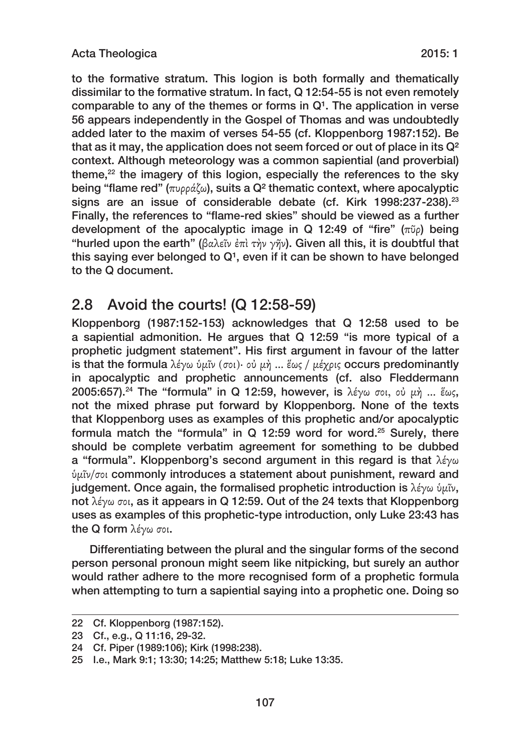to the formative stratum. This logion is both formally and thematically dissimilar to the formative stratum. In fact, Q 12:54-55 is not even remotely comparable to any of the themes or forms in Q[1]. The application in verse 56 appears independently in the Gospel of Thomas and was undoubtedly added later to the maxim of verses 54-55 (cf. Kloppenborg 1987:152). Be that as it may, the application does not seem forced or out of place in its Q[2] context. Although meteorology was a common sapiential (and proverbial) theme,[22] the imagery of this logion, especially the references to the sky being "flame red" (πυρράζω), suits a Q[2] thematic context, where apocalyptic signs are an issue of considerable debate (cf. Kirk 1998:237-238).[23] Finally, the references to "flame-red skies" should be viewed as a further development of the apocalyptic image in Q 12:49 of "fire" (πῦρ) being "hurled upon the earth" (βαλεῖν ἐπὶ τὴν γῆν). Given all this, it is doubtful that this saying ever belonged to Q[1], even if it can be shown to have belonged to the Q document.

## 2.8 Avoid the courts! (Q 12:58-59)

Kloppenborg (1987:152-153) acknowledges that Q 12:58 used to be a sapiential admonition. He argues that Q 12:59 "is more typical of a prophetic judgment statement". His first argument in favour of the latter is that the formula λέγω ὑμῖν (σοι)· οὐ μὴ ... ἕως / μέχρις occurs predominantly in apocalyptic and prophetic announcements (cf. also Fleddermann 2005:657).[24] The "formula" in Q 12:59, however, is λέγω σοι, οὐ μὴ ... ἕως, not the mixed phrase put forward by Kloppenborg. None of the texts that Kloppenborg uses as examples of this prophetic and/or apocalyptic formula match the "formula" in Q 12:59 word for word.[25] Surely, there should be complete verbatim agreement for something to be dubbed a "formula". Kloppenborg's second argument in this regard is that λέγω ὑμῖν/σοι commonly introduces a statement about punishment, reward and judgement. Once again, the formalised prophetic introduction is λέγω ὑμῖν, not λέγω σοι, as it appears in Q 12:59. Out of the 24 texts that Kloppenborg uses as examples of this prophetic-type introduction, only Luke 23:43 has the Q form λέγω σοι.

Differentiating between the plural and the singular forms of the second person personal pronoun might seem like nitpicking, but surely an author would rather adhere to the more recognised form of a prophetic formula when attempting to turn a sapiential saying into a prophetic one. Doing so

---

22 Cf. Kloppenborg (1987:152).

23 Cf., e.g., Q 11:16, 29-32.

24 Cf. Piper (1989:106); Kirk (1998:238).

25 I.e., Mark 9:1; 13:30; 14:25; Matthew 5:18; Luke 13:35.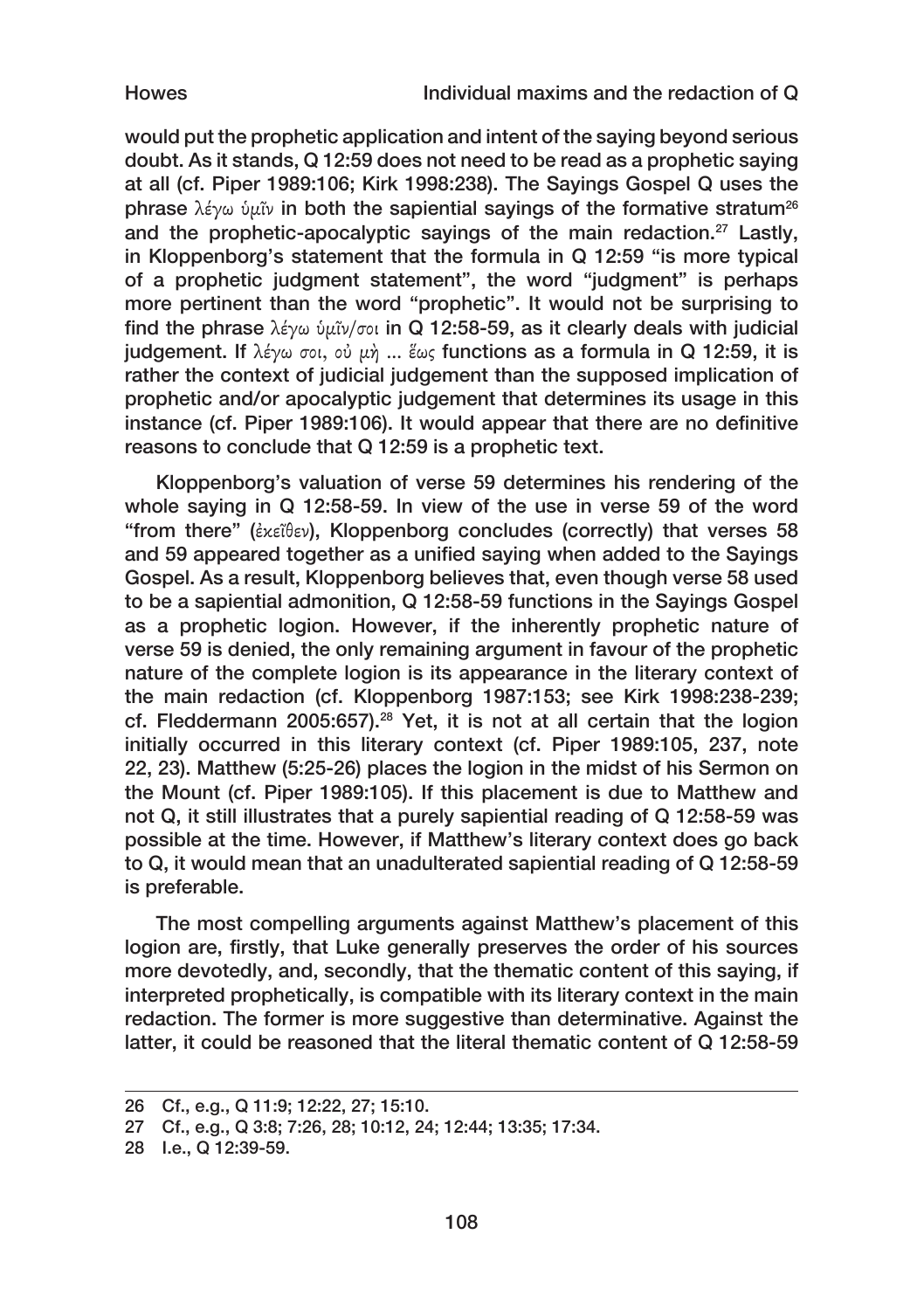would put the prophetic application and intent of the saying beyond serious doubt. As it stands, Q 12:59 does not need to be read as a prophetic saying at all (cf. Piper 1989:106; Kirk 1998:238). The Sayings Gospel Q uses the phrase λέγω ὑμῖν in both the sapiential sayings of the formative stratum[26] and the prophetic-apocalyptic sayings of the main redaction.[27] Lastly, in Kloppenborg's statement that the formula in Q 12:59 "is more typical of a prophetic judgment statement", the word "judgment" is perhaps more pertinent than the word "prophetic". It would not be surprising to find the phrase λέγω ὑμῖν/σοι in Q 12:58-59, as it clearly deals with judicial judgement. If λέγω σοι, οὐ μὴ ... ἕως functions as a formula in Q 12:59, it is rather the context of judicial judgement than the supposed implication of prophetic and/or apocalyptic judgement that determines its usage in this instance (cf. Piper 1989:106). It would appear that there are no definitive reasons to conclude that Q 12:59 is a prophetic text.

Kloppenborg's valuation of verse 59 determines his rendering of the whole saying in Q 12:58-59. In view of the use in verse 59 of the word "from there" (ἐκεῖθεν), Kloppenborg concludes (correctly) that verses 58 and 59 appeared together as a unified saying when added to the Sayings Gospel. As a result, Kloppenborg believes that, even though verse 58 used to be a sapiential admonition, Q 12:58-59 functions in the Sayings Gospel as a prophetic logion. However, if the inherently prophetic nature of verse 59 is denied, the only remaining argument in favour of the prophetic nature of the complete logion is its appearance in the literary context of the main redaction (cf. Kloppenborg 1987:153; see Kirk 1998:238-239; cf. Fleddermann 2005:657).[28] Yet, it is not at all certain that the logion initially occurred in this literary context (cf. Piper 1989:105, 237, note 22, 23). Matthew (5:25-26) places the logion in the midst of his Sermon on the Mount (cf. Piper 1989:105). If this placement is due to Matthew and not Q, it still illustrates that a purely sapiential reading of Q 12:58-59 was possible at the time. However, if Matthew's literary context does go back to Q, it would mean that an unadulterated sapiential reading of Q 12:58-59 is preferable.

The most compelling arguments against Matthew's placement of this logion are, firstly, that Luke generally preserves the order of his sources more devotedly, and, secondly, that the thematic content of this saying, if interpreted prophetically, is compatible with its literary context in the main redaction. The former is more suggestive than determinative. Against the latter, it could be reasoned that the literal thematic content of Q 12:58-59

---

26 Cf., e.g., Q 11:9; 12:22, 27; 15:10.

27 Cf., e.g., Q 3:8; 7:26, 28; 10:12, 24; 12:44; 13:35; 17:34.

28 I.e., Q 12:39-59.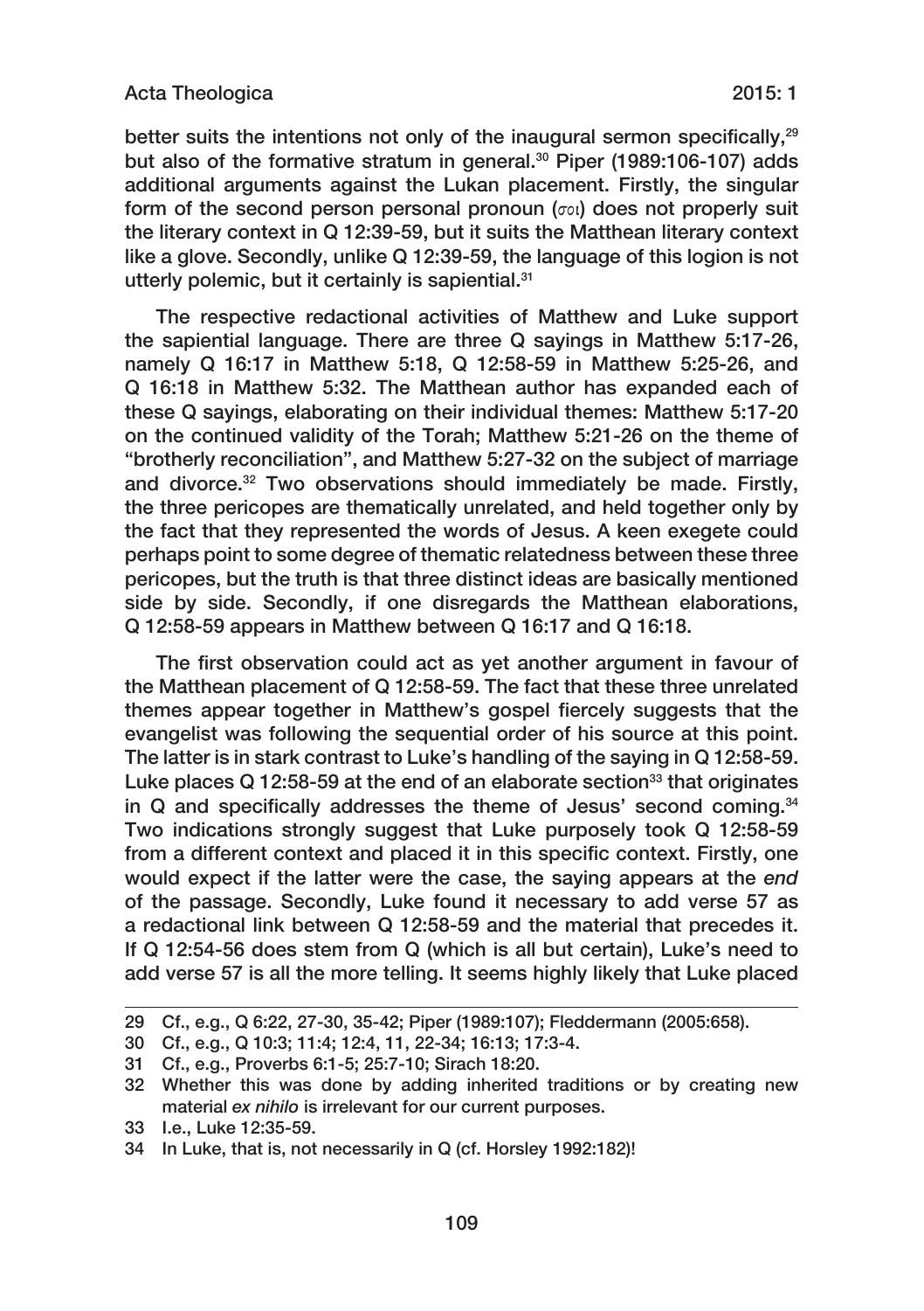better suits the intentions not only of the inaugural sermon specifically,[29] but also of the formative stratum in general.[30] Piper (1989:106-107) adds additional arguments against the Lukan placement. Firstly, the singular form of the second person personal pronoun (σοι) does not properly suit the literary context in Q 12:39-59, but it suits the Matthean literary context like a glove. Secondly, unlike Q 12:39-59, the language of this logion is not utterly polemic, but it certainly is sapiential.[31]

The respective redactional activities of Matthew and Luke support the sapiential language. There are three Q sayings in Matthew 5:17-26, namely Q 16:17 in Matthew 5:18, Q 12:58-59 in Matthew 5:25-26, and Q 16:18 in Matthew 5:32. The Matthean author has expanded each of these Q sayings, elaborating on their individual themes: Matthew 5:17-20 on the continued validity of the Torah; Matthew 5:21-26 on the theme of "brotherly reconciliation", and Matthew 5:27-32 on the subject of marriage and divorce.[32] Two observations should immediately be made. Firstly, the three pericopes are thematically unrelated, and held together only by the fact that they represented the words of Jesus. A keen exegete could perhaps point to some degree of thematic relatedness between these three pericopes, but the truth is that three distinct ideas are basically mentioned side by side. Secondly, if one disregards the Matthean elaborations, Q 12:58-59 appears in Matthew between Q 16:17 and Q 16:18.

The first observation could act as yet another argument in favour of the Matthean placement of Q 12:58-59. The fact that these three unrelated themes appear together in Matthew's gospel fiercely suggests that the evangelist was following the sequential order of his source at this point. The latter is in stark contrast to Luke's handling of the saying in Q 12:58-59. Luke places Q 12:58-59 at the end of an elaborate section[33] that originates in Q and specifically addresses the theme of Jesus' second coming.[34] Two indications strongly suggest that Luke purposely took Q 12:58-59 from a different context and placed it in this specific context. Firstly, one would expect if the latter were the case, the saying appears at the *end* of the passage. Secondly, Luke found it necessary to add verse 57 as a redactional link between Q 12:58-59 and the material that precedes it. If Q 12:54-56 does stem from Q (which is all but certain), Luke's need to add verse 57 is all the more telling. It seems highly likely that Luke placed

---

29 Cf., e.g., Q 6:22, 27-30, 35-42; Piper (1989:107); Fleddermann (2005:658).

30 Cf., e.g., Q 10:3; 11:4; 12:4, 11, 22-34; 16:13; 17:3-4.

31 Cf., e.g., Proverbs 6:1-5; 25:7-10; Sirach 18:20.

32 Whether this was done by adding inherited traditions or by creating new material *ex nihilo* is irrelevant for our current purposes.

33 I.e., Luke 12:35-59.

34 In Luke, that is, not necessarily in Q (cf. Horsley 1992:182)!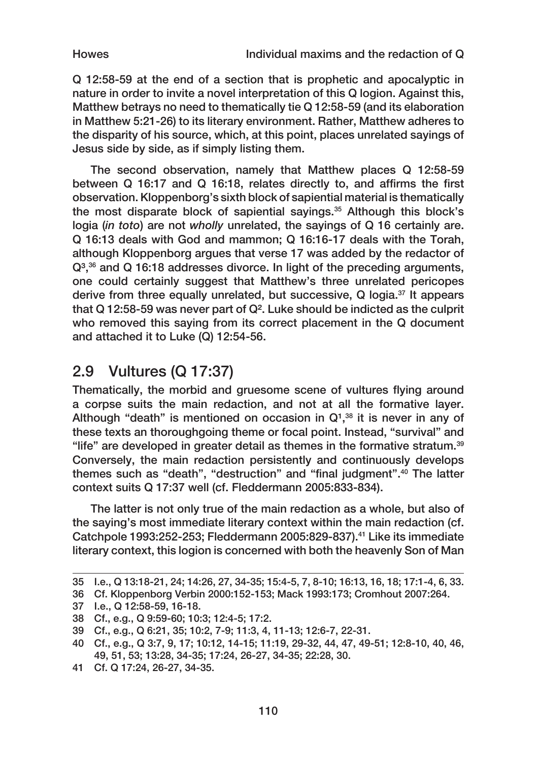Q 12:58-59 at the end of a section that is prophetic and apocalyptic in nature in order to invite a novel interpretation of this Q logion. Against this, Matthew betrays no need to thematically tie Q 12:58-59 (and its elaboration in Matthew 5:21-26) to its literary environment. Rather, Matthew adheres to the disparity of his source, which, at this point, places unrelated sayings of Jesus side by side, as if simply listing them.

The second observation, namely that Matthew places Q 12:58-59 between Q 16:17 and Q 16:18, relates directly to, and affirms the first observation. Kloppenborg's sixth block of sapiential material is thematically the most disparate block of sapiential sayings.[35] Although this block's logia (*in toto*) are not *wholly* unrelated, the sayings of Q 16 certainly are. Q 16:13 deals with God and mammon; Q 16:16-17 deals with the Torah, although Kloppenborg argues that verse 17 was added by the redactor of $Q^3$,[36] and Q 16:18 addresses divorce. In light of the preceding arguments, one could certainly suggest that Matthew's three unrelated pericopes derive from three equally unrelated, but successive, Q logia.[37] It appears that Q 12:58-59 was never part of $Q^2$. Luke should be indicted as the culprit who removed this saying from its correct placement in the Q document and attached it to Luke (Q) 12:54-56.

## 2.9 Vultures (Q 17:37)

Thematically, the morbid and gruesome scene of vultures flying around a corpse suits the main redaction, and not at all the formative layer. Although "death" is mentioned on occasion in $Q^1$,[38] it is never in any of these texts an thoroughgoing theme or focal point. Instead, "survival" and "life" are developed in greater detail as themes in the formative stratum.[39] Conversely, the main redaction persistently and continuously develops themes such as "death", "destruction" and "final judgment".[40] The latter context suits Q 17:37 well (cf. Fleddermann 2005:833-834).

The latter is not only true of the main redaction as a whole, but also of the saying's most immediate literary context within the main redaction (cf. Catchpole 1993:252-253; Fleddermann 2005:829-837).[41] Like its immediate literary context, this logion is concerned with both the heavenly Son of Man

---

35 I.e., Q 13:18-21, 24; 14:26, 27, 34-35; 15:4-5, 7, 8-10; 16:13, 16, 18; 17:1-4, 6, 33.

36 Cf. Kloppenborg Verbin 2000:152-153; Mack 1993:173; Cromhout 2007:264.

37 I.e., Q 12:58-59, 16-18.

38 Cf., e.g., Q 9:59-60; 10:3; 12:4-5; 17:2.

39 Cf., e.g., Q 6:21, 35; 10:2, 7-9; 11:3, 4, 11-13; 12:6-7, 22-31.

40 Cf., e.g., Q 3:7, 9, 17; 10:12, 14-15; 11:19, 29-32, 44, 47, 49-51; 12:8-10, 40, 46, 49, 51, 53; 13:28, 34-35; 17:24, 26-27, 34-35; 22:28, 30.

41 Cf. Q 17:24, 26-27, 34-35.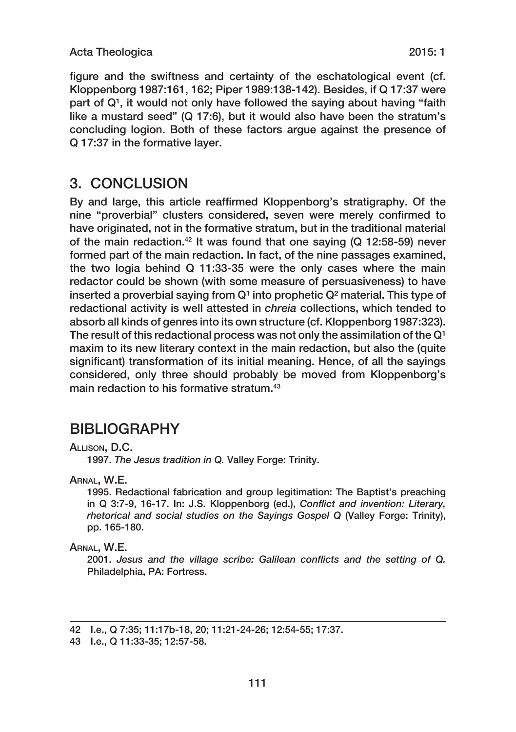figure and the swiftness and certainty of the eschatological event (cf. Kloppenborg 1987:161, 162; Piper 1989:138-142). Besides, if Q 17:37 were part of $Q^1$, it would not only have followed the saying about having "faith like a mustard seed" (Q 17:6), but it would also have been the stratum's concluding logion. Both of these factors argue against the presence of Q 17:37 in the formative layer.

## 3. CONCLUSION

By and large, this article reaffirmed Kloppenborg's stratigraphy. Of the nine "proverbial" clusters considered, seven were merely confirmed to have originated, not in the formative stratum, but in the traditional material of the main redaction.[42] It was found that one saying (Q 12:58-59) never formed part of the main redaction. In fact, of the nine passages examined, the two logia behind Q 11:33-35 were the only cases where the main redactor could be shown (with some measure of persuasiveness) to have inserted a proverbial saying from $Q^1$ into prophetic $Q^2$ material. This type of redactional activity is well attested in *chreia* collections, which tended to absorb all kinds of genres into its own structure (cf. Kloppenborg 1987:323). The result of this redactional process was not only the assimilation of the $Q^1$ maxim to its new literary context in the main redaction, but also the (quite significant) transformation of its initial meaning. Hence, of all the sayings considered, only three should probably be moved from Kloppenborg's main redaction to his formative stratum.[43]

## BIBLIOGRAPHY

Allison, D.C.

1997. *The Jesus tradition in Q.* Valley Forge: Trinity.

Arnal, W.E.

1995. Redactional fabrication and group legitimation: The Baptist's preaching in Q 3:7-9, 16-17. In: J.S. Kloppenborg (ed.), *Conflict and invention: Literary, rhetorical and social studies on the Sayings Gospel Q* (Valley Forge: Trinity), pp. 165-180.

Arnal, W.E.

2001. *Jesus and the village scribe: Galilean conflicts and the setting of Q.* Philadelphia, PA: Fortress.

---

42 I.e., Q 7:35; 11:17b-18, 20; 11:21-24-26; 12:54-55; 17:37.

43 I.e., Q 11:33-35; 12:57-58.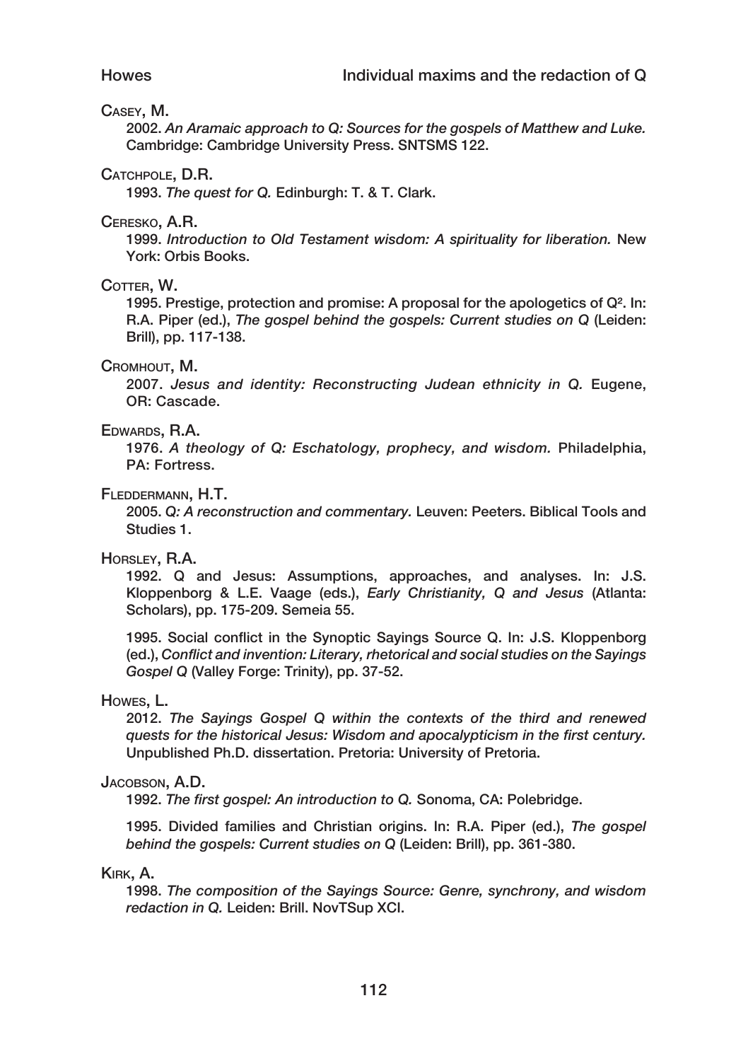Casey, M.

2002. *An Aramaic approach to Q: Sources for the gospels of Matthew and Luke.* Cambridge: Cambridge University Press. SNTSMS 122.

Catchpole, D.R.

1993. *The quest for Q.* Edinburgh: T. & T. Clark.

Ceresko, A.R.

1999. *Introduction to Old Testament wisdom: A spirituality for liberation.* New York: Orbis Books.

Cotter, W.

1995. Prestige, protection and promise: A proposal for the apologetics of $Q^2$. In: R.A. Piper (ed.), *The gospel behind the gospels: Current studies on Q* (Leiden: Brill), pp. 117-138.

Cromhout, M.

2007. *Jesus and identity: Reconstructing Judean ethnicity in Q.* Eugene, OR: Cascade.

Edwards, R.A.

1976. *A theology of Q: Eschatology, prophecy, and wisdom.* Philadelphia, PA: Fortress.

Fleddermann, H.T.

2005. *Q: A reconstruction and commentary.* Leuven: Peeters. Biblical Tools and Studies 1.

Horsley, R.A.

1992. Q and Jesus: Assumptions, approaches, and analyses. In: J.S. Kloppenborg & L.E. Vaage (eds.), *Early Christianity, Q and Jesus* (Atlanta: Scholars), pp. 175-209. Semeia 55.

1995. Social conflict in the Synoptic Sayings Source Q. In: J.S. Kloppenborg (ed.), *Conflict and invention: Literary, rhetorical and social studies on the Sayings Gospel Q* (Valley Forge: Trinity), pp. 37-52.

Howes, L.

2012. *The Sayings Gospel Q within the contexts of the third and renewed quests for the historical Jesus: Wisdom and apocalypticism in the first century.* Unpublished Ph.D. dissertation. Pretoria: University of Pretoria.

Jacobson, A.D.

1992. *The first gospel: An introduction to Q.* Sonoma, CA: Polebridge.

1995. Divided families and Christian origins. In: R.A. Piper (ed.), *The gospel behind the gospels: Current studies on Q* (Leiden: Brill), pp. 361-380.

Kirk, A.

1998. *The composition of the Sayings Source: Genre, synchrony, and wisdom redaction in Q.* Leiden: Brill. NovTSup XCI.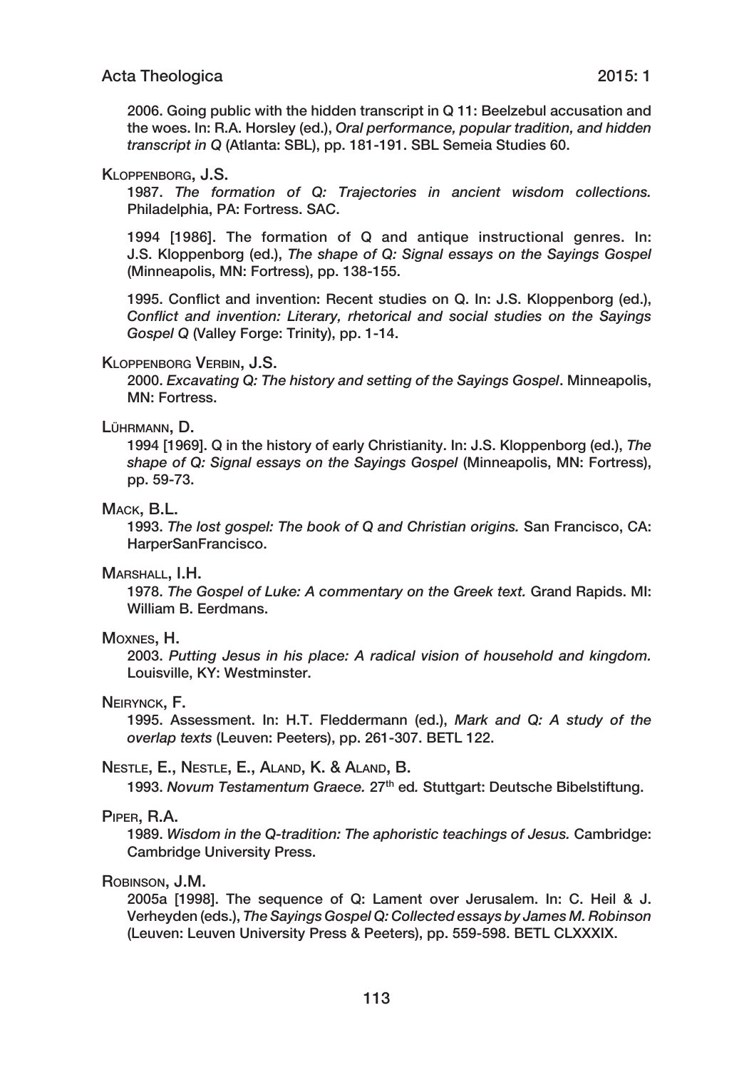2006. Going public with the hidden transcript in Q 11: Beelzebul accusation and the woes. In: R.A. Horsley (ed.), *Oral performance, popular tradition, and hidden transcript in Q* (Atlanta: SBL), pp. 181-191. SBL Semeia Studies 60.

Kloppenborg, J.S.

1987. *The formation of Q: Trajectories in ancient wisdom collections.* Philadelphia, PA: Fortress. SAC.

1994 [1986]. The formation of Q and antique instructional genres. In: J.S. Kloppenborg (ed.), *The shape of Q: Signal essays on the Sayings Gospel* (Minneapolis, MN: Fortress), pp. 138-155.

1995. Conflict and invention: Recent studies on Q. In: J.S. Kloppenborg (ed.), *Conflict and invention: Literary, rhetorical and social studies on the Sayings Gospel Q* (Valley Forge: Trinity), pp. 1-14.

Kloppenborg Verbin, J.S.

2000. *Excavating Q: The history and setting of the Sayings Gospel*. Minneapolis, MN: Fortress.

Lührmann, D.

1994 [1969]. Q in the history of early Christianity. In: J.S. Kloppenborg (ed.), *The shape of Q: Signal essays on the Sayings Gospel* (Minneapolis, MN: Fortress), pp. 59-73.

Mack, B.L.

1993. *The lost gospel: The book of Q and Christian origins.* San Francisco, CA: HarperSanFrancisco.

Marshall, I.H.

1978. *The Gospel of Luke: A commentary on the Greek text.* Grand Rapids. MI: William B. Eerdmans.

Moxnes, H.

2003. *Putting Jesus in his place: A radical vision of household and kingdom.* Louisville, KY: Westminster.

Neirynck, F.

1995. Assessment. In: H.T. Fleddermann (ed.), *Mark and Q: A study of the overlap texts* (Leuven: Peeters), pp. 261-307. BETL 122.

Nestle, E., Nestle, E., Aland, K. & Aland, B.

1993. *Novum Testamentum Graece.* 27th ed*.* Stuttgart: Deutsche Bibelstiftung.

Piper, R.A.

1989. *Wisdom in the Q-tradition: The aphoristic teachings of Jesus.* Cambridge: Cambridge University Press.

Robinson, J.M.

2005a [1998]. The sequence of Q: Lament over Jerusalem. In: C. Heil & J. Verheyden (eds.), *The Sayings Gospel Q: Collected essays by James M. Robinson* (Leuven: Leuven University Press & Peeters), pp. 559-598. BETL CLXXXIX.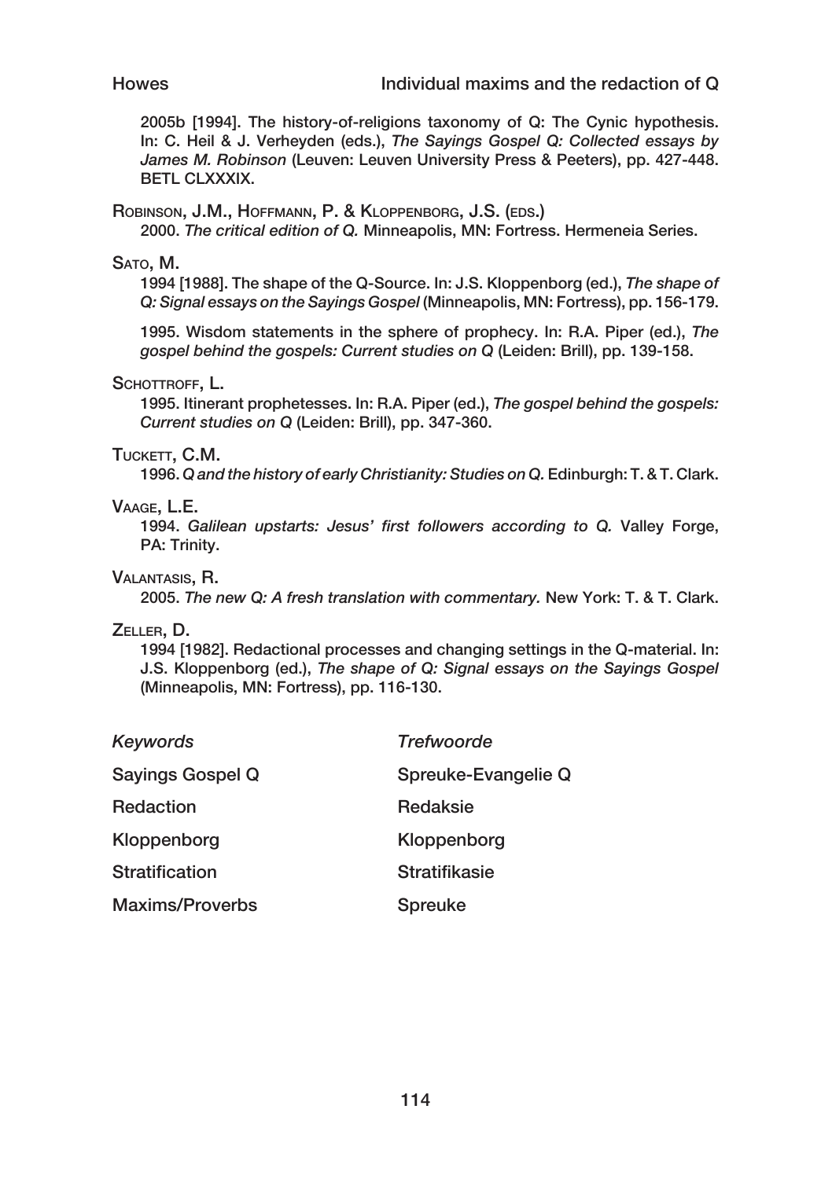2005b [1994]. The history-of-religions taxonomy of Q: The Cynic hypothesis. In: C. Heil & J. Verheyden (eds.), *The Sayings Gospel Q: Collected essays by James M. Robinson* (Leuven: Leuven University Press & Peeters), pp. 427-448. BETL CLXXXIX.

Robinson, J.M., Hoffmann, P. & Kloppenborg, J.S. (eds.)

2000. *The critical edition of Q.* Minneapolis, MN: Fortress. Hermeneia Series.

Sato, M.

1994 [1988]. The shape of the Q-Source. In: J.S. Kloppenborg (ed.), *The shape of Q: Signal essays on the Sayings Gospel* (Minneapolis, MN: Fortress), pp. 156-179.

1995. Wisdom statements in the sphere of prophecy. In: R.A. Piper (ed.), *The gospel behind the gospels: Current studies on Q* (Leiden: Brill), pp. 139-158.

Schottroff, L.

1995. Itinerant prophetesses. In: R.A. Piper (ed.), *The gospel behind the gospels: Current studies on Q* (Leiden: Brill), pp. 347-360.

Tuckett, C.M.

1996. *Q and the history of early Christianity: Studies on Q.* Edinburgh: T. & T. Clark.

Vaage, L.E.

1994. *Galilean upstarts: Jesus' first followers according to Q.* Valley Forge, PA: Trinity.

Valantasis, R.

2005. *The new Q: A fresh translation with commentary.* New York: T. & T. Clark.

Zeller, D.

1994 [1982]. Redactional processes and changing settings in the Q-material. In: J.S. Kloppenborg (ed.), *The shape of Q: Signal essays on the Sayings Gospel* (Minneapolis, MN: Fortress), pp. 116-130.

| *Keywords* | *Trefwoorde* |
|---|---|
| Sayings Gospel Q | Spreuke-Evangelie Q |
| Redaction | Redaksie |
| Kloppenborg | Kloppenborg |
| Stratification | Stratifikasie |
| Maxims/Proverbs | Spreuke |